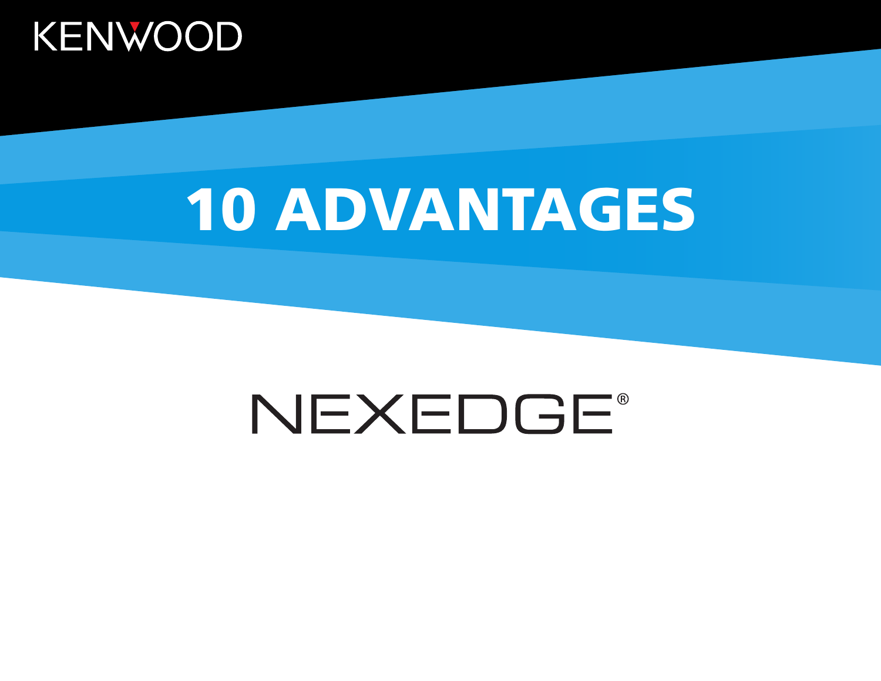KENWOOD

# 10 ADVANTAGES

NEXEDGE®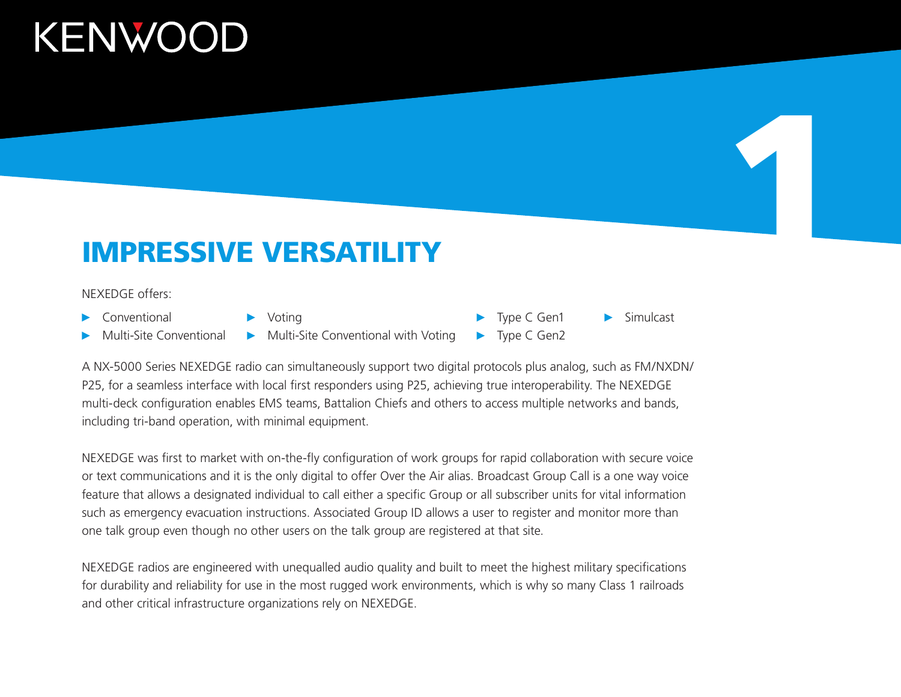# 1

## IMPRESSIVE VERSATILITY

NEXEDGE offers:

- Conventional
- Multi-Site Conventional
- Voting
- Multi-Site Conventional with Voting
- Type C Gen1
- Type C Gen2
- Simulcast

A NX-5000 Series NEXEDGE radio can simultaneously support two digital protocols plus analog, such as FM/NXDN/P25, for a seamless interface with local first responders using P25, achieving true interoperability. The NEXEDGE multi-deck configuration enables EMS teams, Battalion Chiefs and others to access multiple networks and bands, including tri-band operation, with minimal equipment.

NEXEDGE was first to market with on-the-fly configuration of work groups for rapid collaboration with secure voice or text communications and it is the only digital to offer Over the Air alias. Broadcast Group Call is a one way voice feature that allows a designated individual to call either a specific Group or all subscriber units for vital information such as emergency evacuation instructions. Associated Group ID allows a user to register and monitor more than one talk group even though no other users on the talk group are registered at that site.

NEXEDGE radios are engineered with unequalled audio quality and built to meet the highest military specifications for durability and reliability for use in the most rugged work environments, which is why so many Class 1 railroads and other critical infrastructure organizations rely on NEXEDGE.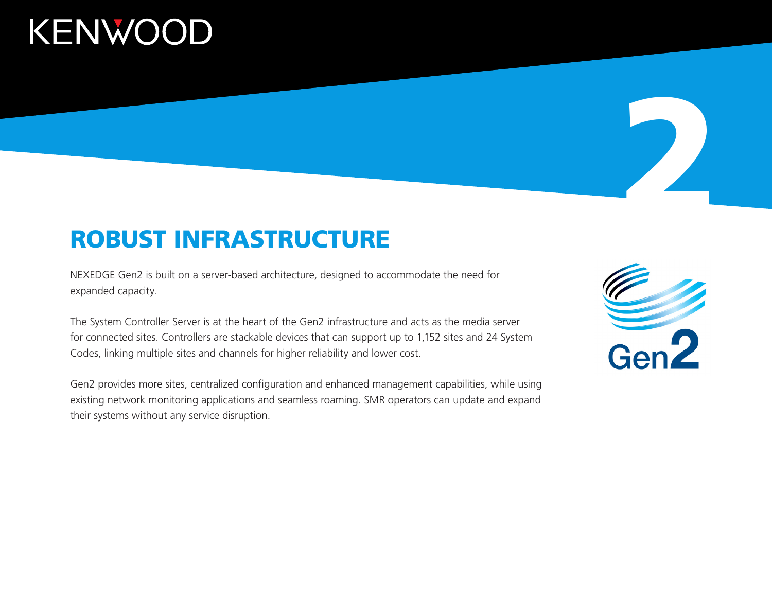## ROBUST INFRASTRUCTURE

NEXEDGE Gen2 is built on a server-based architecture, designed to accommodate the need for expanded capacity.

The System Controller Server is at the heart of the Gen2 infrastructure and acts as the media server for connected sites. Controllers are stackable devices that can support up to 1,152 sites and 24 System Codes, linking multiple sites and channels for higher reliability and lower cost.

Gen2 provides more sites, centralized configuration and enhanced management capabilities, while using existing network monitoring applications and seamless roaming. SMR operators can update and expand their systems without any service disruption.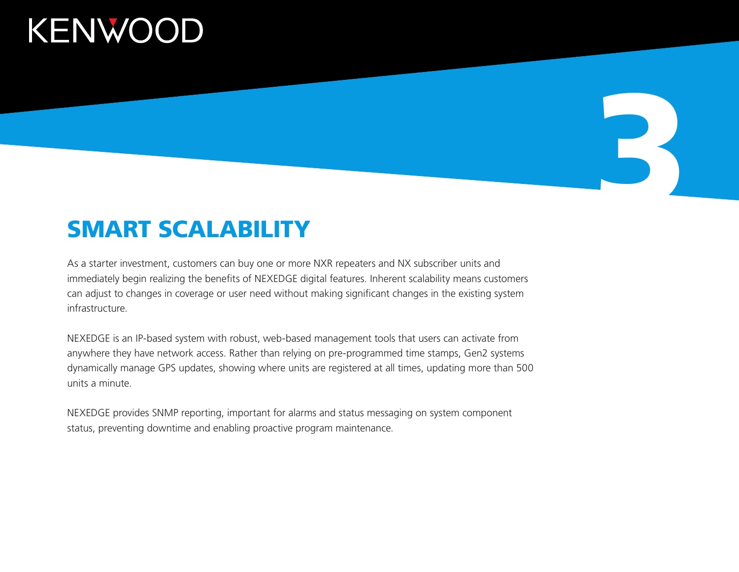# 3

## SMART SCALABILITY

As a starter investment, customers can buy one or more NXR repeaters and NX subscriber units and immediately begin realizing the benefits of NEXEDGE digital features. Inherent scalability means customers can adjust to changes in coverage or user need without making significant changes in the existing system infrastructure.

NEXEDGE is an IP-based system with robust, web-based management tools that users can activate from anywhere they have network access. Rather than relying on pre-programmed time stamps, Gen2 systems dynamically manage GPS updates, showing where units are registered at all times, updating more than 500 units a minute.

NEXEDGE provides SNMP reporting, important for alarms and status messaging on system component status, preventing downtime and enabling proactive program maintenance.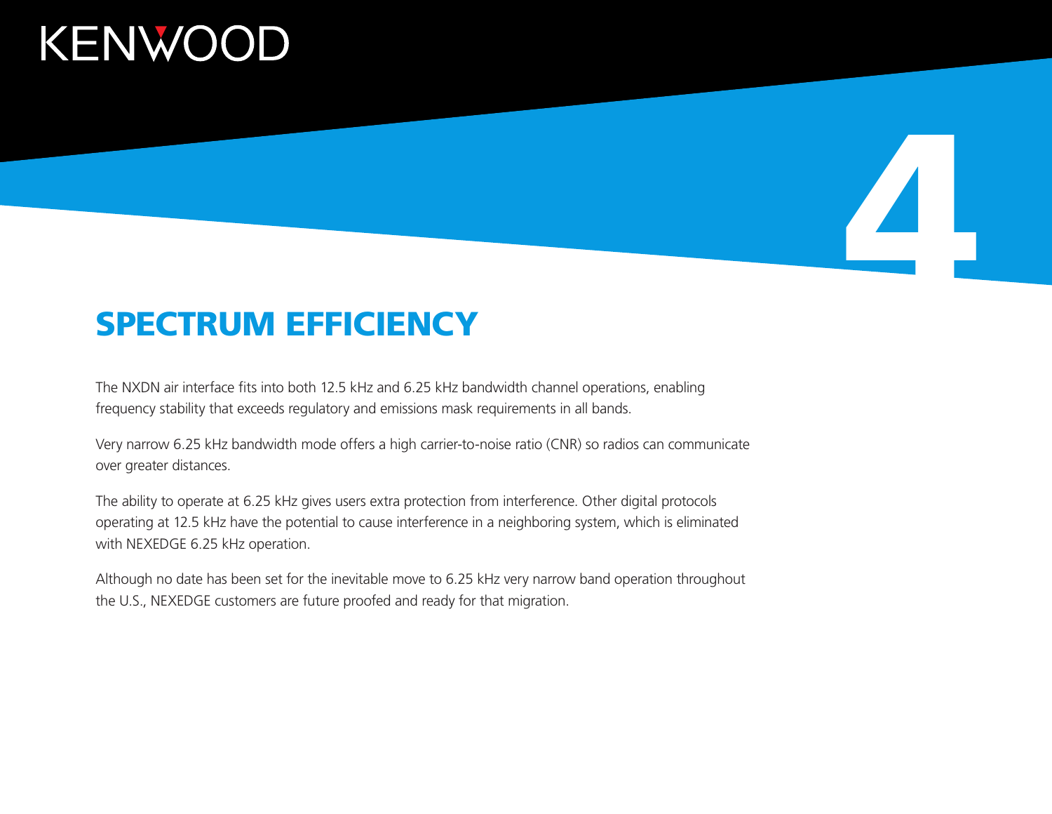# 4

## SPECTRUM EFFICIENCY

The NXDN air interface fits into both 12.5 kHz and 6.25 kHz bandwidth channel operations, enabling frequency stability that exceeds regulatory and emissions mask requirements in all bands.

Very narrow 6.25 kHz bandwidth mode offers a high carrier-to-noise ratio (CNR) so radios can communicate over greater distances.

The ability to operate at 6.25 kHz gives users extra protection from interference. Other digital protocols operating at 12.5 kHz have the potential to cause interference in a neighboring system, which is eliminated with NEXEDGE 6.25 kHz operation.

Although no date has been set for the inevitable move to 6.25 kHz very narrow band operation throughout the U.S., NEXEDGE customers are future proofed and ready for that migration.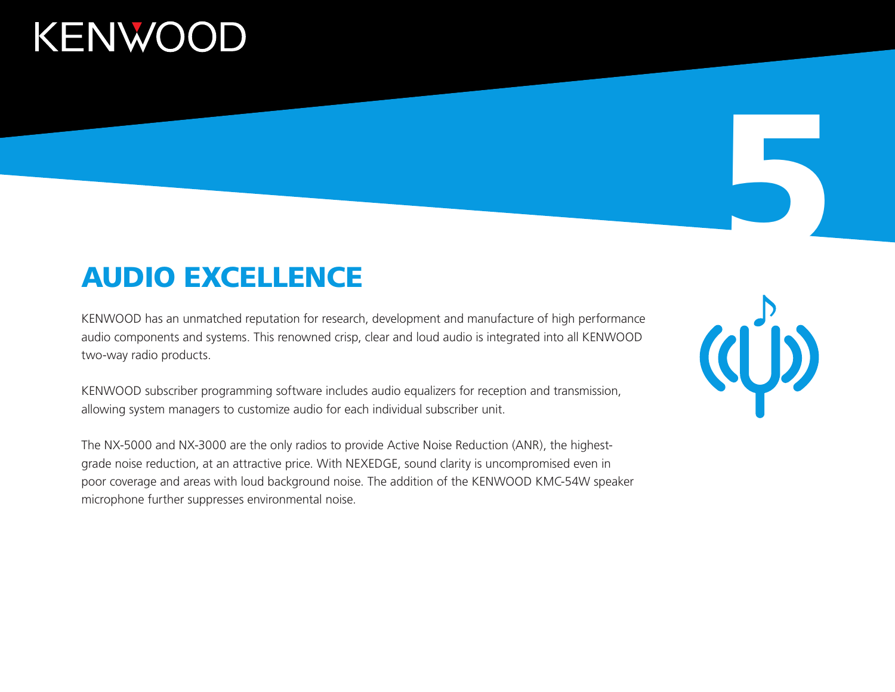# AUDIO EXCELLENCE

KENWOOD has an unmatched reputation for research, development and manufacture of high performance audio components and systems. This renowned crisp, clear and loud audio is integrated into all KENWOOD two-way radio products.

KENWOOD subscriber programming software includes audio equalizers for reception and transmission, allowing system managers to customize audio for each individual subscriber unit.

The NX-5000 and NX-3000 are the only radios to provide Active Noise Reduction (ANR), the highest-grade noise reduction, at an attractive price. With NEXEDGE, sound clarity is uncompromised even in poor coverage and areas with loud background noise. The addition of the KENWOOD KMC-54W speaker microphone further suppresses environmental noise.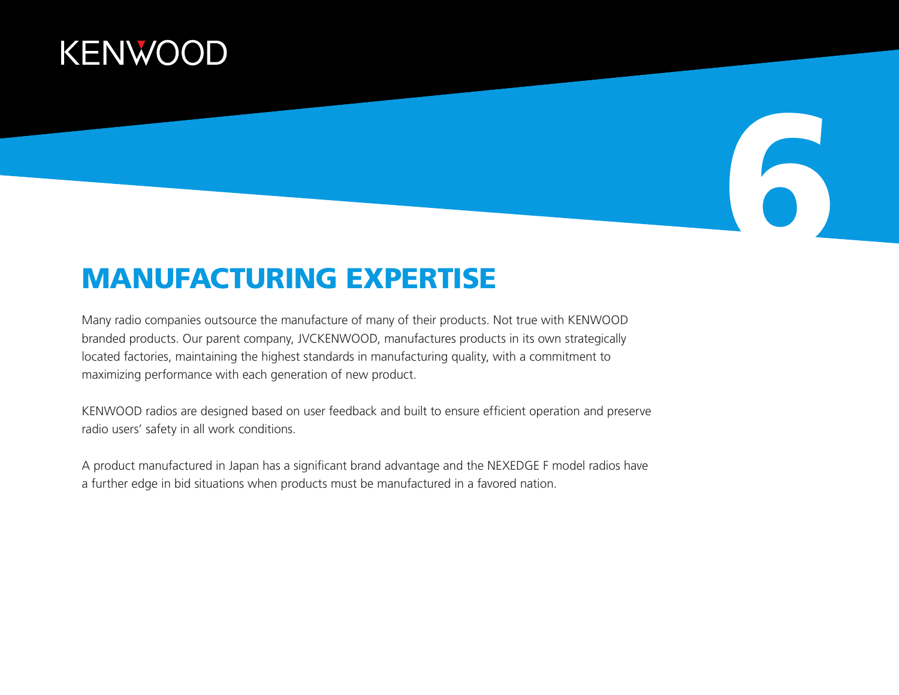# 6

## MANUFACTURING EXPERTISE

Many radio companies outsource the manufacture of many of their products. Not true with KENWOOD branded products. Our parent company, JVCKENWOOD, manufactures products in its own strategically located factories, maintaining the highest standards in manufacturing quality, with a commitment to maximizing performance with each generation of new product.

KENWOOD radios are designed based on user feedback and built to ensure efficient operation and preserve radio users' safety in all work conditions.

A product manufactured in Japan has a significant brand advantage and the NEXEDGE F model radios have a further edge in bid situations when products must be manufactured in a favored nation.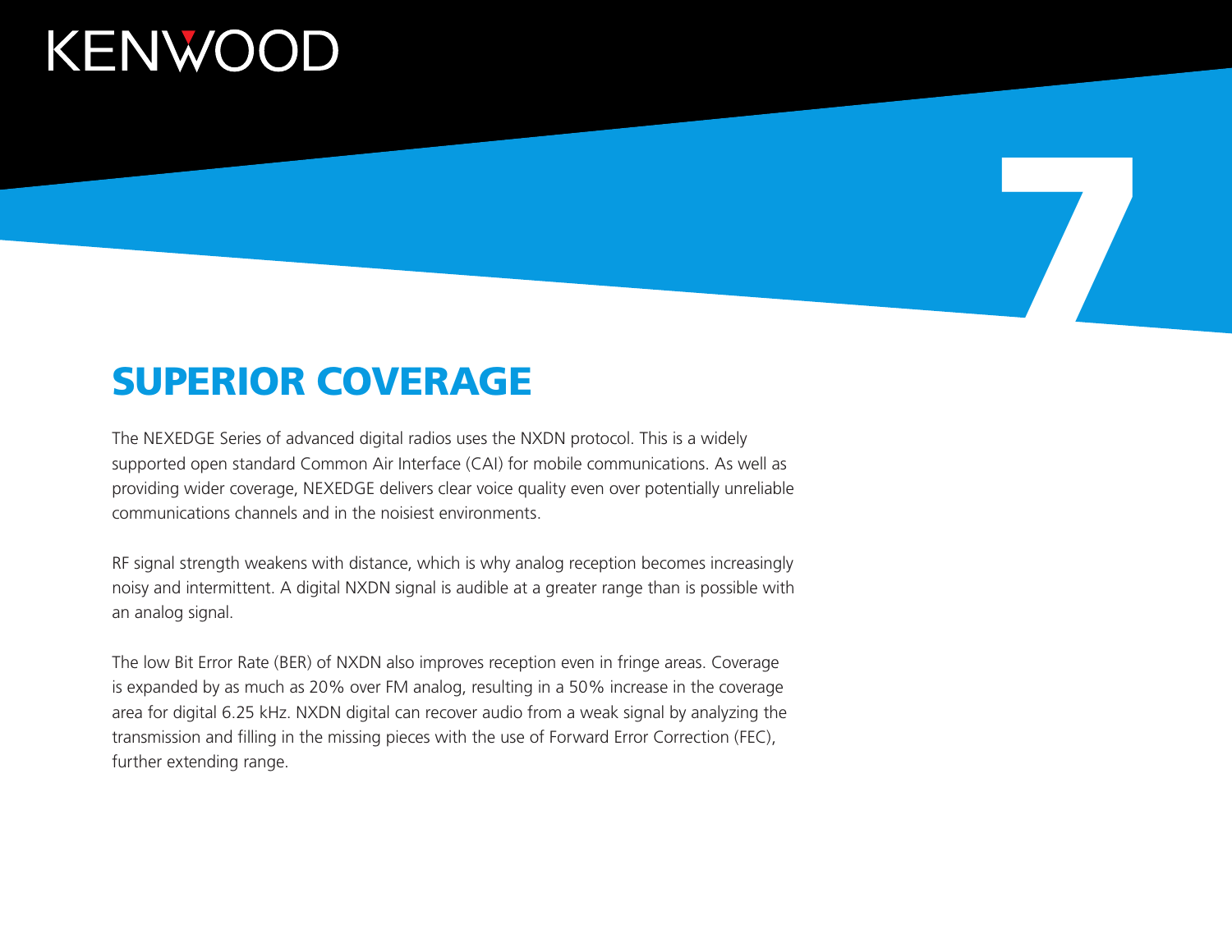# SUPERIOR COVERAGE

The NEXEDGE Series of advanced digital radios uses the NXDN protocol. This is a widely supported open standard Common Air Interface (CAI) for mobile communications. As well as providing wider coverage, NEXEDGE delivers clear voice quality even over potentially unreliable communications channels and in the noisiest environments.

RF signal strength weakens with distance, which is why analog reception becomes increasingly noisy and intermittent. A digital NXDN signal is audible at a greater range than is possible with an analog signal.

The low Bit Error Rate (BER) of NXDN also improves reception even in fringe areas. Coverage is expanded by as much as 20% over FM analog, resulting in a 50% increase in the coverage area for digital 6.25 kHz. NXDN digital can recover audio from a weak signal by analyzing the transmission and filling in the missing pieces with the use of Forward Error Correction (FEC), further extending range.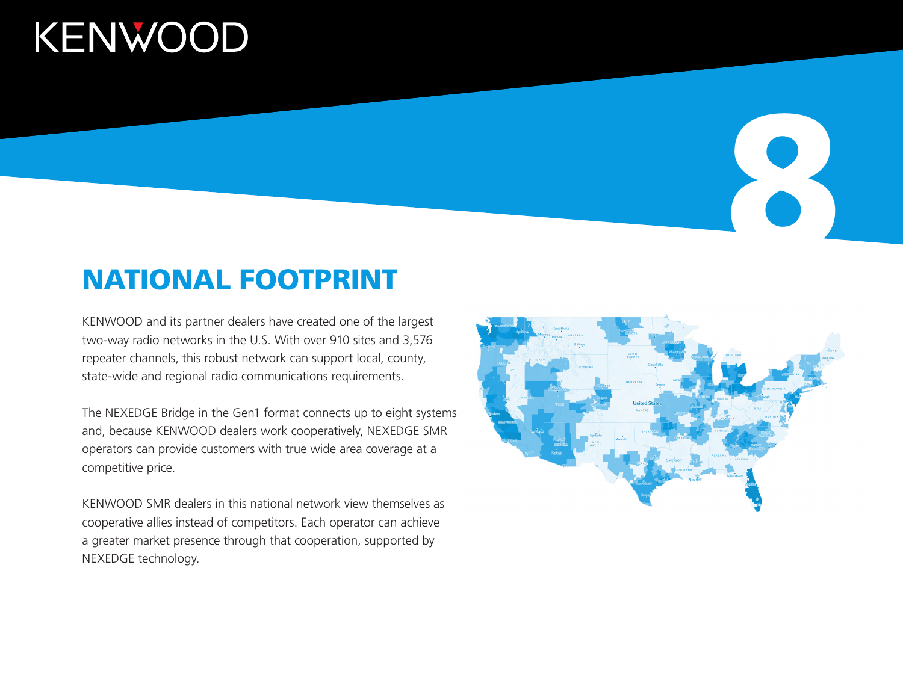## NATIONAL FOOTPRINT

KENWOOD and its partner dealers have created one of the largest two-way radio networks in the U.S. With over 910 sites and 3,576 repeater channels, this robust network can support local, county, state-wide and regional radio communications requirements.

The NEXEDGE Bridge in the Gen1 format connects up to eight systems and, because KENWOOD dealers work cooperatively, NEXEDGE SMR operators can provide customers with true wide area coverage at a competitive price.

KENWOOD SMR dealers in this national network view themselves as cooperative allies instead of competitors. Each operator can achieve a greater market presence through that cooperation, supported by NEXEDGE technology.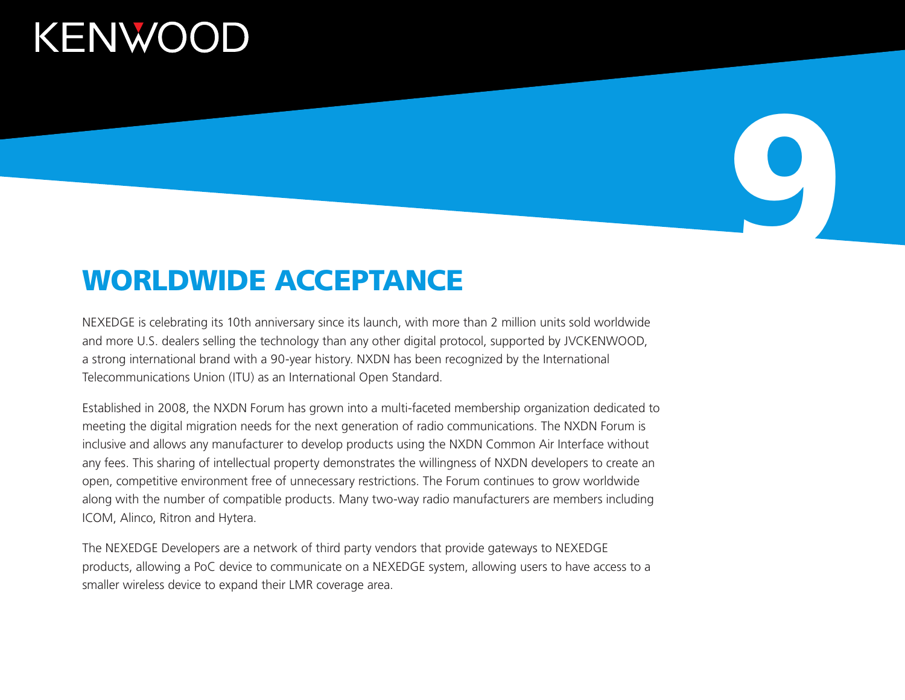# 9

## WORLDWIDE ACCEPTANCE

NEXEDGE is celebrating its 10th anniversary since its launch, with more than 2 million units sold worldwide and more U.S. dealers selling the technology than any other digital protocol, supported by JVCKENWOOD, a strong international brand with a 90-year history. NXDN has been recognized by the International Telecommunications Union (ITU) as an International Open Standard.

Established in 2008, the NXDN Forum has grown into a multi-faceted membership organization dedicated to meeting the digital migration needs for the next generation of radio communications. The NXDN Forum is inclusive and allows any manufacturer to develop products using the NXDN Common Air Interface without any fees. This sharing of intellectual property demonstrates the willingness of NXDN developers to create an open, competitive environment free of unnecessary restrictions. The Forum continues to grow worldwide along with the number of compatible products. Many two-way radio manufacturers are members including ICOM, Alinco, Ritron and Hytera.

The NEXEDGE Developers are a network of third party vendors that provide gateways to NEXEDGE products, allowing a PoC device to communicate on a NEXEDGE system, allowing users to have access to a smaller wireless device to expand their LMR coverage area.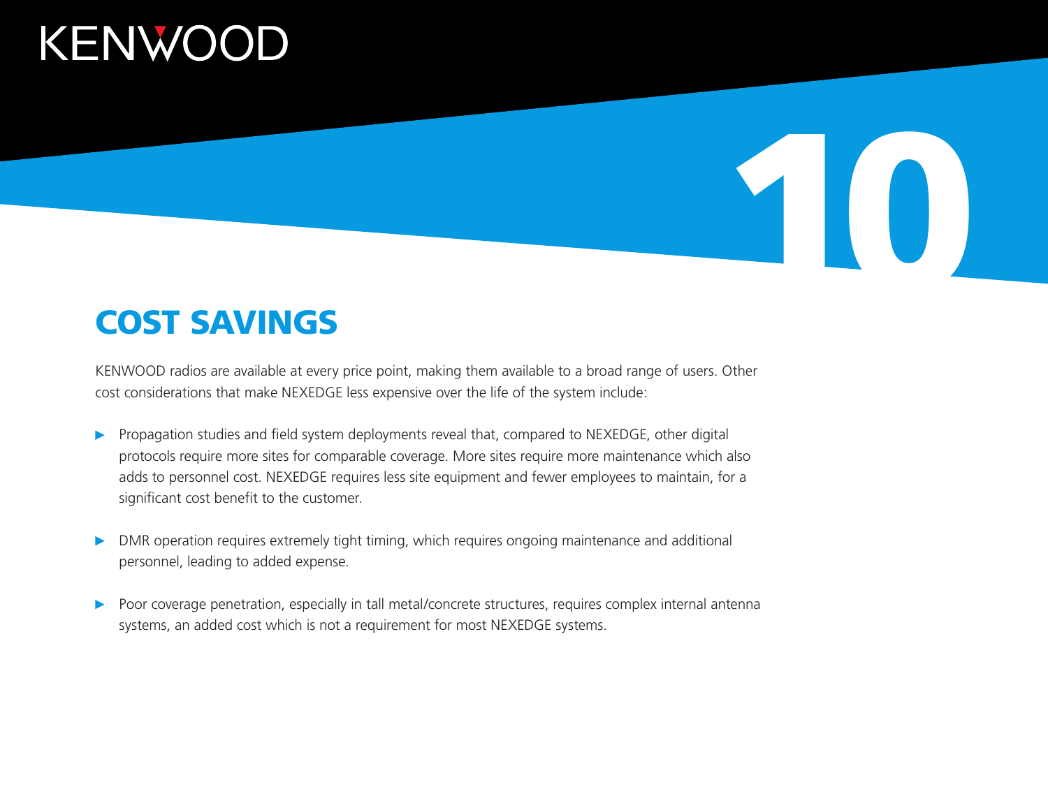# 10

## COST SAVINGS

KENWOOD radios are available at every price point, making them available to a broad range of users. Other cost considerations that make NEXEDGE less expensive over the life of the system include:

- Propagation studies and field system deployments reveal that, compared to NEXEDGE, other digital protocols require more sites for comparable coverage. More sites require more maintenance which also adds to personnel cost. NEXEDGE requires less site equipment and fewer employees to maintain, for a significant cost benefit to the customer.

- DMR operation requires extremely tight timing, which requires ongoing maintenance and additional personnel, leading to added expense.

- Poor coverage penetration, especially in tall metal/concrete structures, requires complex internal antenna systems, an added cost which is not a requirement for most NEXEDGE systems.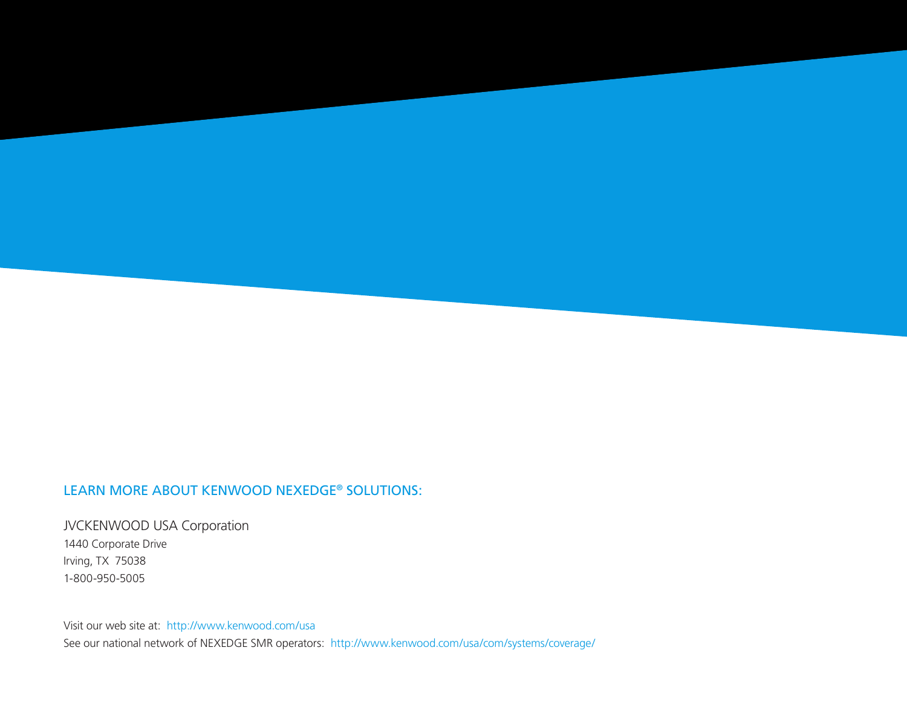## LEARN MORE ABOUT KENWOOD NEXEDGE® SOLUTIONS:

JVCKENWOOD USA Corporation
1440 Corporate Drive
Irving, TX 75038
1-800-950-5005

Visit our web site at: http://www.kenwood.com/usa
See our national network of NEXEDGE SMR operators: http://www.kenwood.com/usa/com/systems/coverage/